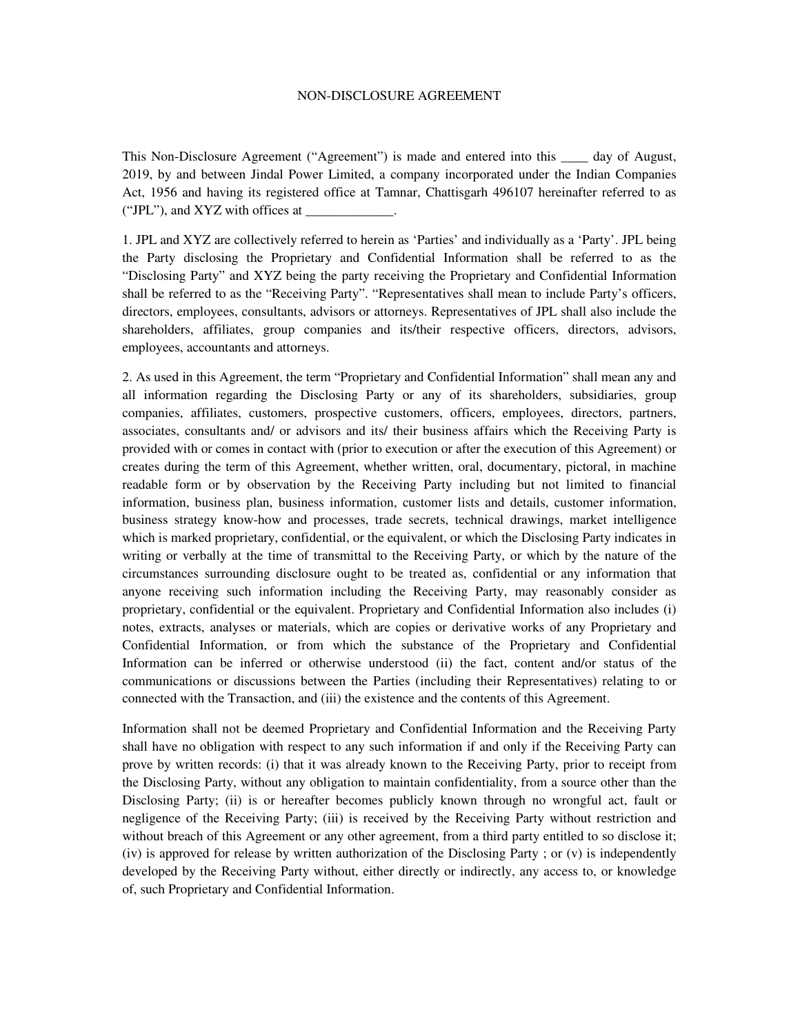# NON-DISCLOSURE AGREEMENT

This Non-Disclosure Agreement ("Agreement") is made and entered into this ____ day of August, 2019, by and between Jindal Power Limited, a company incorporated under the Indian Companies Act, 1956 and having its registered office at Tamnar, Chattisgarh 496107 hereinafter referred to as ("JPL"), and XYZ with offices at _____________.

1. JPL and XYZ are collectively referred to herein as 'Parties' and individually as a 'Party'. JPL being the Party disclosing the Proprietary and Confidential Information shall be referred to as the "Disclosing Party" and XYZ being the party receiving the Proprietary and Confidential Information shall be referred to as the "Receiving Party". "Representatives shall mean to include Party's officers, directors, employees, consultants, advisors or attorneys. Representatives of JPL shall also include the shareholders, affiliates, group companies and its/their respective officers, directors, advisors, employees, accountants and attorneys.

2. As used in this Agreement, the term "Proprietary and Confidential Information" shall mean any and all information regarding the Disclosing Party or any of its shareholders, subsidiaries, group companies, affiliates, customers, prospective customers, officers, employees, directors, partners, associates, consultants and/ or advisors and its/ their business affairs which the Receiving Party is provided with or comes in contact with (prior to execution or after the execution of this Agreement) or creates during the term of this Agreement, whether written, oral, documentary, pictoral, in machine readable form or by observation by the Receiving Party including but not limited to financial information, business plan, business information, customer lists and details, customer information, business strategy know-how and processes, trade secrets, technical drawings, market intelligence which is marked proprietary, confidential, or the equivalent, or which the Disclosing Party indicates in writing or verbally at the time of transmittal to the Receiving Party, or which by the nature of the circumstances surrounding disclosure ought to be treated as, confidential or any information that anyone receiving such information including the Receiving Party, may reasonably consider as proprietary, confidential or the equivalent. Proprietary and Confidential Information also includes (i) notes, extracts, analyses or materials, which are copies or derivative works of any Proprietary and Confidential Information, or from which the substance of the Proprietary and Confidential Information can be inferred or otherwise understood (ii) the fact, content and/or status of the communications or discussions between the Parties (including their Representatives) relating to or connected with the Transaction, and (iii) the existence and the contents of this Agreement.

Information shall not be deemed Proprietary and Confidential Information and the Receiving Party shall have no obligation with respect to any such information if and only if the Receiving Party can prove by written records: (i) that it was already known to the Receiving Party, prior to receipt from the Disclosing Party, without any obligation to maintain confidentiality, from a source other than the Disclosing Party; (ii) is or hereafter becomes publicly known through no wrongful act, fault or negligence of the Receiving Party; (iii) is received by the Receiving Party without restriction and without breach of this Agreement or any other agreement, from a third party entitled to so disclose it; (iv) is approved for release by written authorization of the Disclosing Party ; or (v) is independently developed by the Receiving Party without, either directly or indirectly, any access to, or knowledge of, such Proprietary and Confidential Information.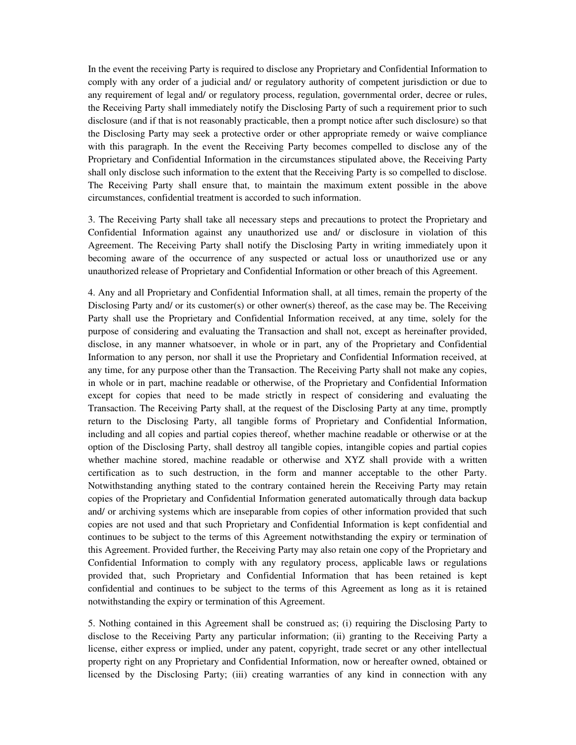In the event the receiving Party is required to disclose any Proprietary and Confidential Information to comply with any order of a judicial and/ or regulatory authority of competent jurisdiction or due to any requirement of legal and/ or regulatory process, regulation, governmental order, decree or rules, the Receiving Party shall immediately notify the Disclosing Party of such a requirement prior to such disclosure (and if that is not reasonably practicable, then a prompt notice after such disclosure) so that the Disclosing Party may seek a protective order or other appropriate remedy or waive compliance with this paragraph. In the event the Receiving Party becomes compelled to disclose any of the Proprietary and Confidential Information in the circumstances stipulated above, the Receiving Party shall only disclose such information to the extent that the Receiving Party is so compelled to disclose. The Receiving Party shall ensure that, to maintain the maximum extent possible in the above circumstances, confidential treatment is accorded to such information.

3. The Receiving Party shall take all necessary steps and precautions to protect the Proprietary and Confidential Information against any unauthorized use and/ or disclosure in violation of this Agreement. The Receiving Party shall notify the Disclosing Party in writing immediately upon it becoming aware of the occurrence of any suspected or actual loss or unauthorized use or any unauthorized release of Proprietary and Confidential Information or other breach of this Agreement.

4. Any and all Proprietary and Confidential Information shall, at all times, remain the property of the Disclosing Party and/ or its customer(s) or other owner(s) thereof, as the case may be. The Receiving Party shall use the Proprietary and Confidential Information received, at any time, solely for the purpose of considering and evaluating the Transaction and shall not, except as hereinafter provided, disclose, in any manner whatsoever, in whole or in part, any of the Proprietary and Confidential Information to any person, nor shall it use the Proprietary and Confidential Information received, at any time, for any purpose other than the Transaction. The Receiving Party shall not make any copies, in whole or in part, machine readable or otherwise, of the Proprietary and Confidential Information except for copies that need to be made strictly in respect of considering and evaluating the Transaction. The Receiving Party shall, at the request of the Disclosing Party at any time, promptly return to the Disclosing Party, all tangible forms of Proprietary and Confidential Information, including and all copies and partial copies thereof, whether machine readable or otherwise or at the option of the Disclosing Party, shall destroy all tangible copies, intangible copies and partial copies whether machine stored, machine readable or otherwise and XYZ shall provide with a written certification as to such destruction, in the form and manner acceptable to the other Party. Notwithstanding anything stated to the contrary contained herein the Receiving Party may retain copies of the Proprietary and Confidential Information generated automatically through data backup and/ or archiving systems which are inseparable from copies of other information provided that such copies are not used and that such Proprietary and Confidential Information is kept confidential and continues to be subject to the terms of this Agreement notwithstanding the expiry or termination of this Agreement. Provided further, the Receiving Party may also retain one copy of the Proprietary and Confidential Information to comply with any regulatory process, applicable laws or regulations provided that, such Proprietary and Confidential Information that has been retained is kept confidential and continues to be subject to the terms of this Agreement as long as it is retained notwithstanding the expiry or termination of this Agreement.

5. Nothing contained in this Agreement shall be construed as; (i) requiring the Disclosing Party to disclose to the Receiving Party any particular information; (ii) granting to the Receiving Party a license, either express or implied, under any patent, copyright, trade secret or any other intellectual property right on any Proprietary and Confidential Information, now or hereafter owned, obtained or licensed by the Disclosing Party; (iii) creating warranties of any kind in connection with any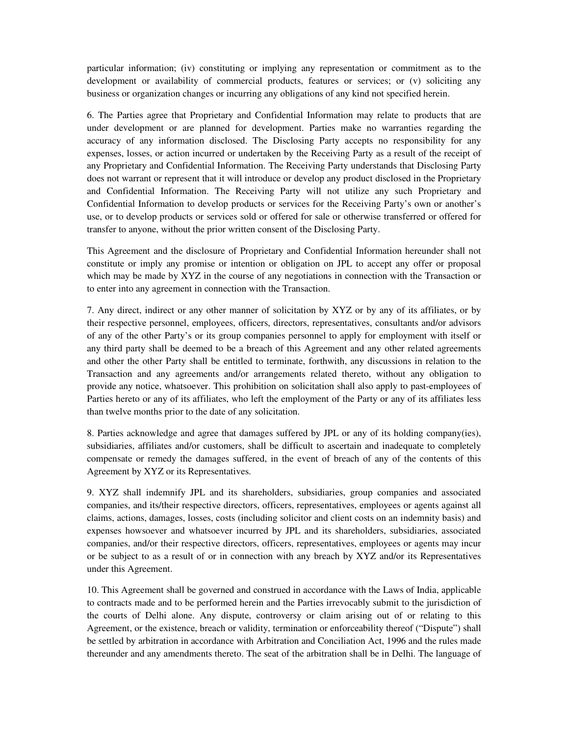particular information; (iv) constituting or implying any representation or commitment as to the development or availability of commercial products, features or services; or (v) soliciting any business or organization changes or incurring any obligations of any kind not specified herein.

6. The Parties agree that Proprietary and Confidential Information may relate to products that are under development or are planned for development. Parties make no warranties regarding the accuracy of any information disclosed. The Disclosing Party accepts no responsibility for any expenses, losses, or action incurred or undertaken by the Receiving Party as a result of the receipt of any Proprietary and Confidential Information. The Receiving Party understands that Disclosing Party does not warrant or represent that it will introduce or develop any product disclosed in the Proprietary and Confidential Information. The Receiving Party will not utilize any such Proprietary and Confidential Information to develop products or services for the Receiving Party's own or another's use, or to develop products or services sold or offered for sale or otherwise transferred or offered for transfer to anyone, without the prior written consent of the Disclosing Party.

This Agreement and the disclosure of Proprietary and Confidential Information hereunder shall not constitute or imply any promise or intention or obligation on JPL to accept any offer or proposal which may be made by XYZ in the course of any negotiations in connection with the Transaction or to enter into any agreement in connection with the Transaction.

7. Any direct, indirect or any other manner of solicitation by XYZ or by any of its affiliates, or by their respective personnel, employees, officers, directors, representatives, consultants and/or advisors of any of the other Party's or its group companies personnel to apply for employment with itself or any third party shall be deemed to be a breach of this Agreement and any other related agreements and other the other Party shall be entitled to terminate, forthwith, any discussions in relation to the Transaction and any agreements and/or arrangements related thereto, without any obligation to provide any notice, whatsoever. This prohibition on solicitation shall also apply to past-employees of Parties hereto or any of its affiliates, who left the employment of the Party or any of its affiliates less than twelve months prior to the date of any solicitation.

8. Parties acknowledge and agree that damages suffered by JPL or any of its holding company(ies), subsidiaries, affiliates and/or customers, shall be difficult to ascertain and inadequate to completely compensate or remedy the damages suffered, in the event of breach of any of the contents of this Agreement by XYZ or its Representatives.

9. XYZ shall indemnify JPL and its shareholders, subsidiaries, group companies and associated companies, and its/their respective directors, officers, representatives, employees or agents against all claims, actions, damages, losses, costs (including solicitor and client costs on an indemnity basis) and expenses howsoever and whatsoever incurred by JPL and its shareholders, subsidiaries, associated companies, and/or their respective directors, officers, representatives, employees or agents may incur or be subject to as a result of or in connection with any breach by XYZ and/or its Representatives under this Agreement.

10. This Agreement shall be governed and construed in accordance with the Laws of India, applicable to contracts made and to be performed herein and the Parties irrevocably submit to the jurisdiction of the courts of Delhi alone. Any dispute, controversy or claim arising out of or relating to this Agreement, or the existence, breach or validity, termination or enforceability thereof ("Dispute") shall be settled by arbitration in accordance with Arbitration and Conciliation Act, 1996 and the rules made thereunder and any amendments thereto. The seat of the arbitration shall be in Delhi. The language of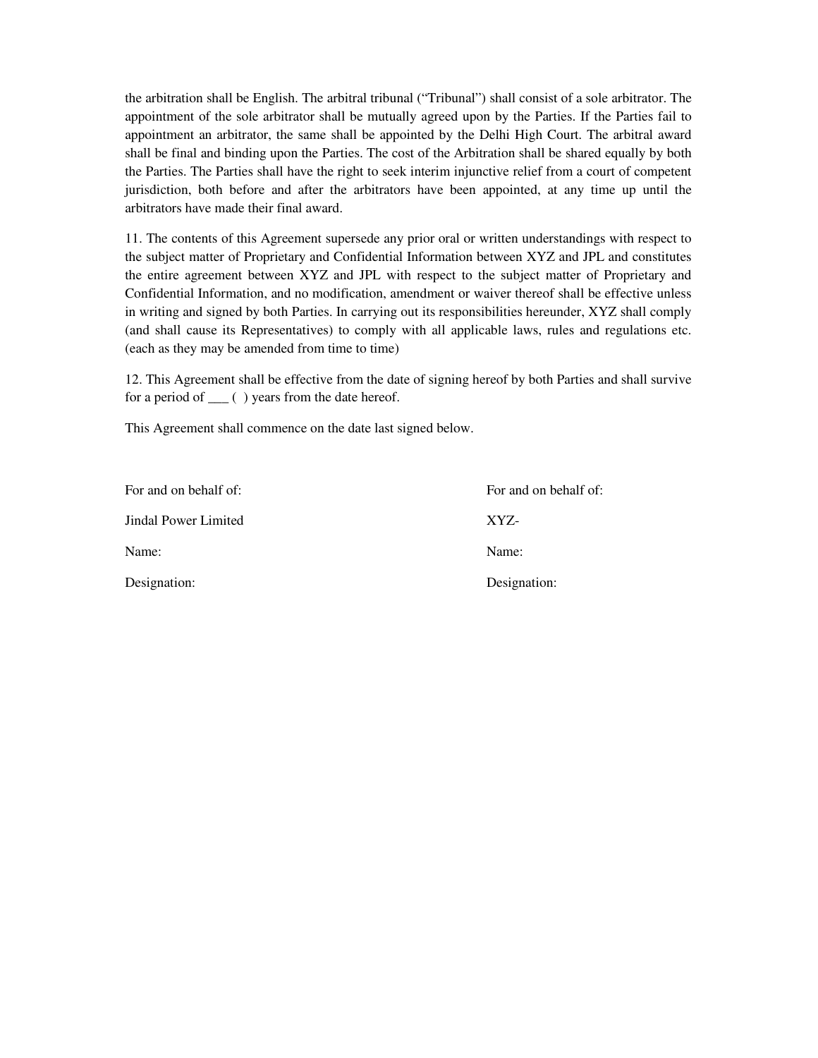the arbitration shall be English. The arbitral tribunal ("Tribunal") shall consist of a sole arbitrator. The appointment of the sole arbitrator shall be mutually agreed upon by the Parties. If the Parties fail to appointment an arbitrator, the same shall be appointed by the Delhi High Court. The arbitral award shall be final and binding upon the Parties. The cost of the Arbitration shall be shared equally by both the Parties. The Parties shall have the right to seek interim injunctive relief from a court of competent jurisdiction, both before and after the arbitrators have been appointed, at any time up until the arbitrators have made their final award.

11. The contents of this Agreement supersede any prior oral or written understandings with respect to the subject matter of Proprietary and Confidential Information between XYZ and JPL and constitutes the entire agreement between XYZ and JPL with respect to the subject matter of Proprietary and Confidential Information, and no modification, amendment or waiver thereof shall be effective unless in writing and signed by both Parties. In carrying out its responsibilities hereunder, XYZ shall comply (and shall cause its Representatives) to comply with all applicable laws, rules and regulations etc. (each as they may be amended from time to time)

12. This Agreement shall be effective from the date of signing hereof by both Parties and shall survive for a period of ___ (  ) years from the date hereof.

This Agreement shall commence on the date last signed below.

| | |
|---|---|
| For and on behalf of: | For and on behalf of: |
| Jindal Power Limited | XYZ- |
| Name: | Name: |
| Designation: | Designation: |